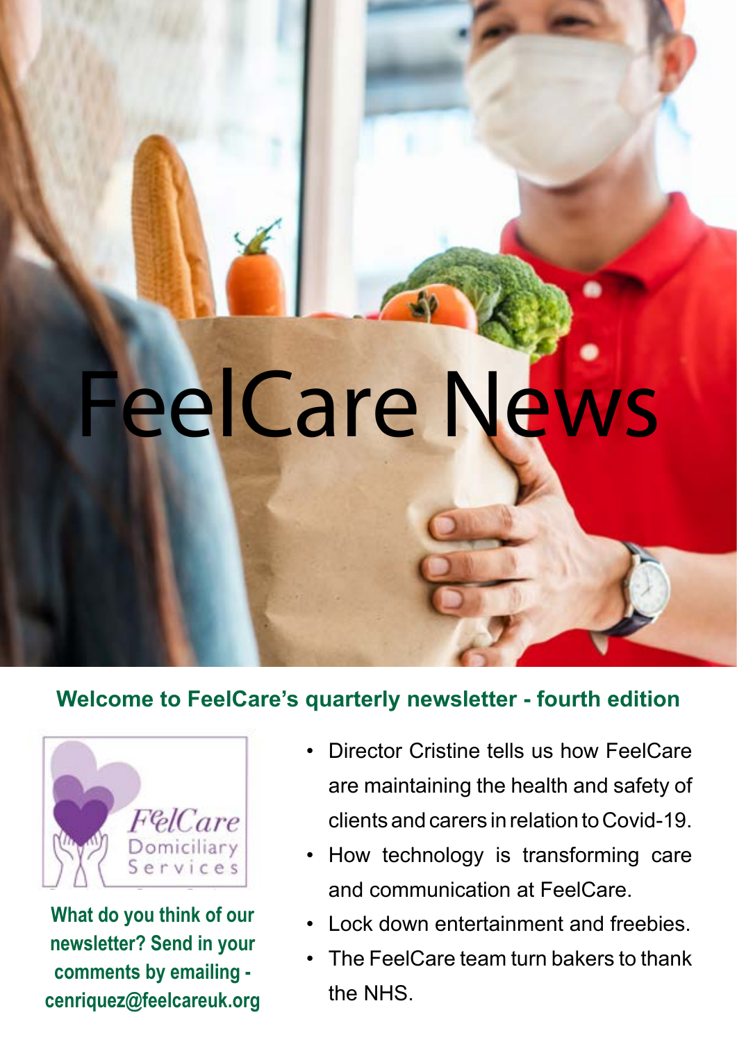# FeelCare News

## Welcome to FeelCare's quarterly newsletter - fourth edition

FeelCare Domiciliary Services

**What do you think of our newsletter? Send in your comments by emailing - cenriquez@feelcareuk.org**

- Director Cristine tells us how FeelCare are maintaining the health and safety of clients and carers in relation to Covid-19.
- How technology is transforming care and communication at FeelCare.
- Lock down entertainment and freebies.
- The FeelCare team turn bakers to thank the NHS.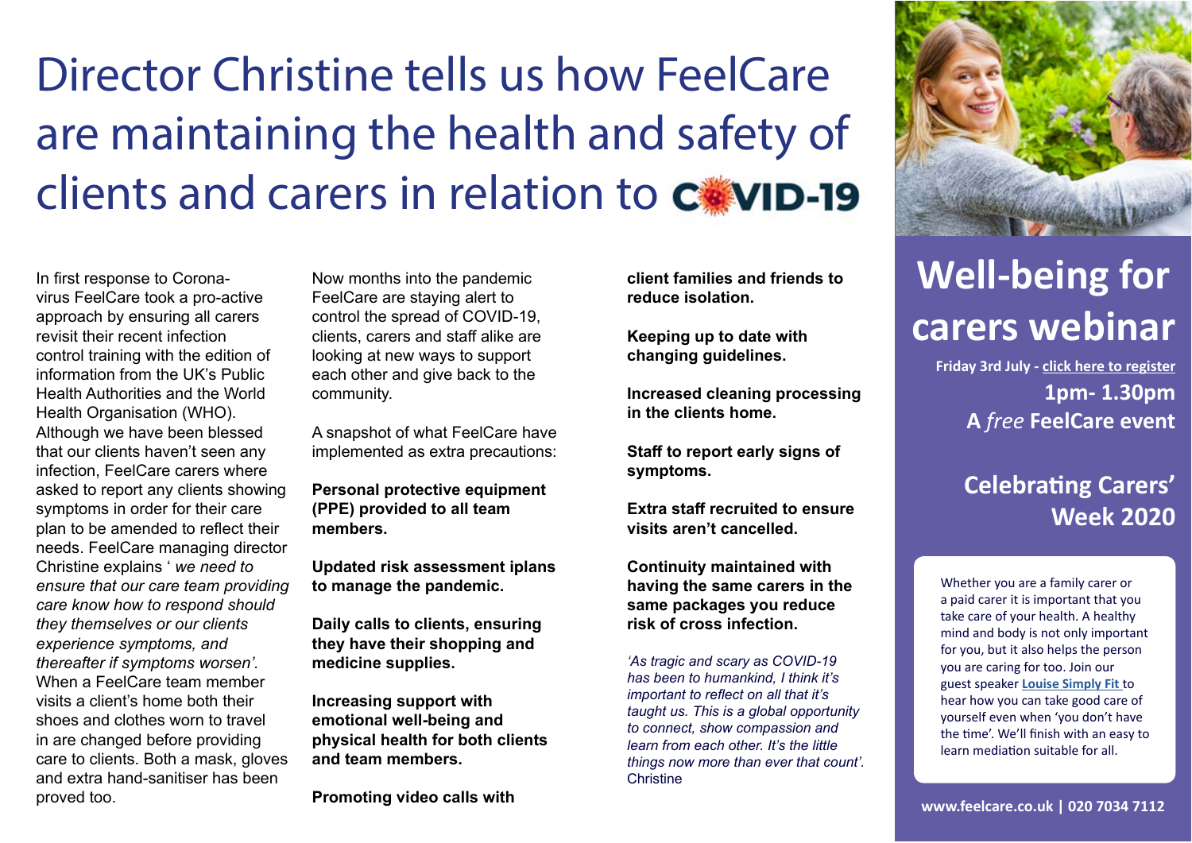# Director Christine tells us how FeelCare are maintaining the health and safety of clients and carers in relation to COVID-19

In first response to Corona-virus FeelCare took a pro-active approach by ensuring all carers revisit their recent infection control training with the edition of information from the UK's Public Health Authorities and the World Health Organisation (WHO). Although we have been blessed that our clients haven't seen any infection, FeelCare carers where asked to report any clients showing symptoms in order for their care plan to be amended to reflect their needs. FeelCare managing director Christine explains ' *we need to ensure that our care team providing care know how to respond should they themselves or our clients experience symptoms, and thereafter if symptoms worsen'.* When a FeelCare team member visits a client's home both their shoes and clothes worn to travel in are changed before providing care to clients. Both a mask, gloves and extra hand-sanitiser has been proved too.

Now months into the pandemic FeelCare are staying alert to control the spread of COVID-19, clients, carers and staff alike are looking at new ways to support each other and give back to the community.

A snapshot of what FeelCare have implemented as extra precautions:

**Personal protective equipment (PPE) provided to all team members.**

**Updated risk assessment iplans to manage the pandemic.**

**Daily calls to clients, ensuring they have their shopping and medicine supplies.**

**Increasing support with emotional well-being and physical health for both clients and team members.**

**Promoting video calls with client families and friends to reduce isolation.**

**Keeping up to date with changing guidelines.**

**Increased cleaning processing in the clients home.**

**Staff to report early signs of symptoms.**

**Extra staff recruited to ensure visits aren't cancelled.**

**Continuity maintained with having the same carers in the same packages you reduce risk of cross infection.**

*'As tragic and scary as COVID-19 has been to humankind, I think it's important to reflect on all that it's taught us. This is a global opportunity to connect, show compassion and learn from each other. It's the little things now more than ever that count'.* Christine

## Well-being for carers webinar

**Friday 3rd July - click here to register**

**1pm- 1.30pm**

**A *free* FeelCare event**

### Celebrating Carers' Week 2020

Whether you are a family carer or a paid carer it is important that you take care of your health. A healthy mind and body is not only important for you, but it also helps the person you are caring for too. Join our guest speaker **Louise Simply Fit** to hear how you can take good care of yourself even when 'you don't have the time'. We'll finish with an easy to learn mediation suitable for all.

**www.feelcare.co.uk | 020 7034 7112**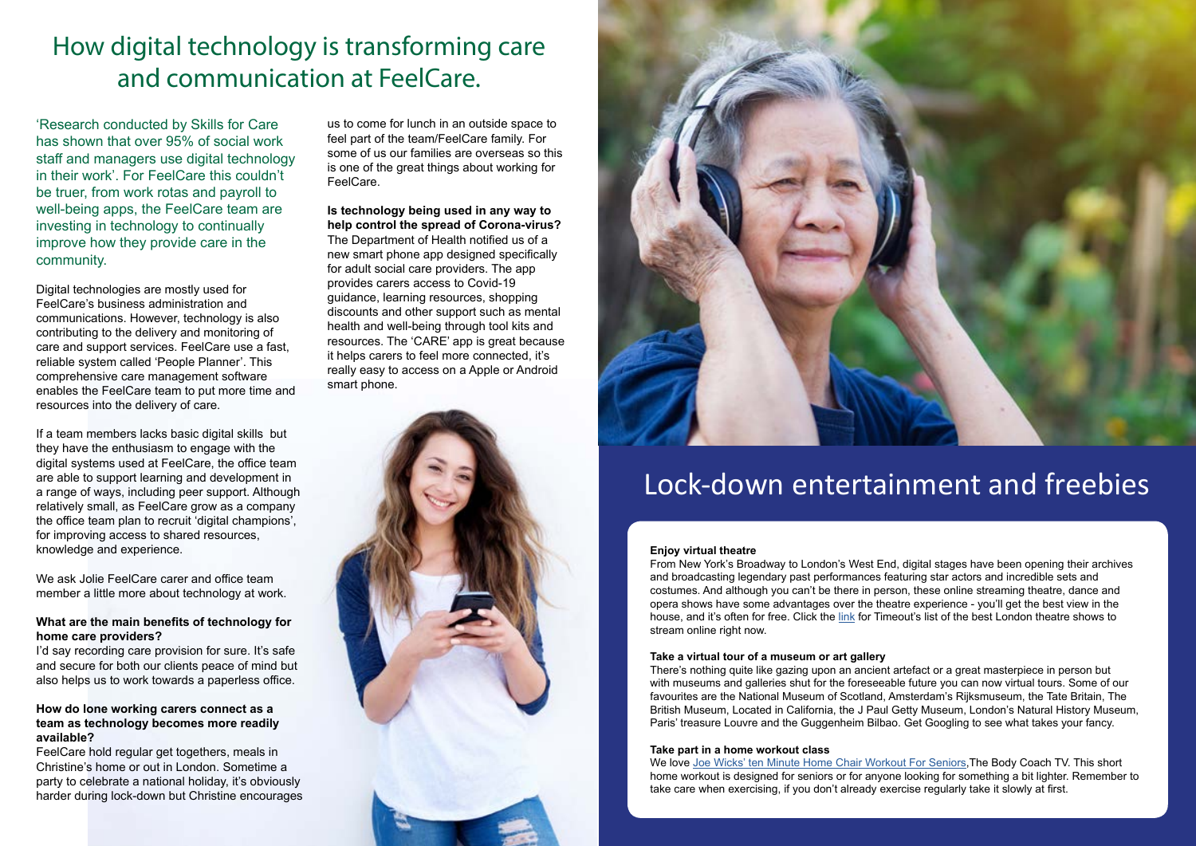# How digital technology is transforming care and communication at FeelCare.

'Research conducted by Skills for Care has shown that over 95% of social work staff and managers use digital technology in their work'. For FeelCare this couldn't be truer, from work rotas and payroll to well-being apps, the FeelCare team are investing in technology to continually improve how they provide care in the community.

Digital technologies are mostly used for FeelCare's business administration and communications. However, technology is also contributing to the delivery and monitoring of care and support services. FeelCare use a fast, reliable system called 'People Planner'. This comprehensive care management software enables the FeelCare team to put more time and resources into the delivery of care.

If a team members lacks basic digital skills but they have the enthusiasm to engage with the digital systems used at FeelCare, the office team are able to support learning and development in a range of ways, including peer support. Although relatively small, as FeelCare grow as a company the office team plan to recruit 'digital champions', for improving access to shared resources, knowledge and experience.

We ask Jolie FeelCare carer and office team member a little more about technology at work.

**What are the main benefits of technology for home care providers?**
I'd say recording care provision for sure. It's safe and secure for both our clients peace of mind but also helps us to work towards a paperless office.

**How do lone working carers connect as a team as technology becomes more readily available?**
FeelCare hold regular get togethers, meals in Christine's home or out in London. Sometime a party to celebrate a national holiday, it's obviously harder during lock-down but Christine encourages us to come for lunch in an outside space to feel part of the team/FeelCare family. For some of us our families are overseas so this is one of the great things about working for FeelCare.

**Is technology being used in any way to help control the spread of Corona-virus?**
The Department of Health notified us of a new smart phone app designed specifically for adult social care providers. The app provides carers access to Covid-19 guidance, learning resources, shopping discounts and other support such as mental health and well-being through tool kits and resources. The 'CARE' app is great because it helps carers to feel more connected, it's really easy to access on a Apple or Android smart phone.

# Lock-down entertainment and freebies

**Enjoy virtual theatre**
From New York's Broadway to London's West End, digital stages have been opening their archives and broadcasting legendary past performances featuring star actors and incredible sets and costumes. And although you can't be there in person, these online streaming theatre, dance and opera shows have some advantages over the theatre experience - you'll get the best view in the house, and it's often for free. Click the link for Timeout's list of the best London theatre shows to stream online right now.

**Take a virtual tour of a museum or art gallery**
There's nothing quite like gazing upon an ancient artefact or a great masterpiece in person but with museums and galleries shut for the foreseeable future you can now virtual tours. Some of our favourites are the National Museum of Scotland, Amsterdam's Rijksmuseum, the Tate Britain, The British Museum, Located in California, the J Paul Getty Museum, London's Natural History Museum, Paris' treasure Louvre and the Guggenheim Bilbao. Get Googling to see what takes your fancy.

**Take part in a home workout class**
We love Joe Wicks' ten Minute Home Chair Workout For Seniors,The Body Coach TV. This short home workout is designed for seniors or for anyone looking for something a bit lighter. Remember to take care when exercising, if you don't already exercise regularly take it slowly at first.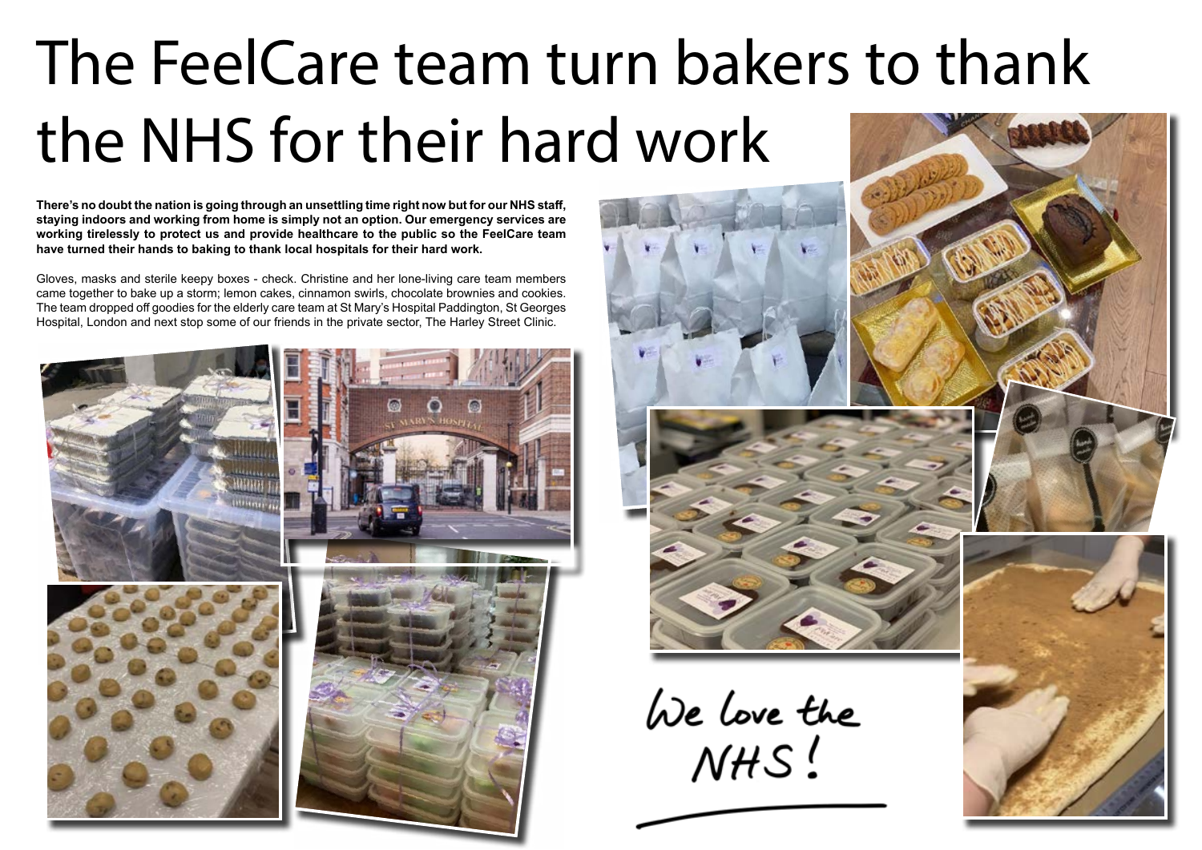# The FeelCare team turn bakers to thank the NHS for their hard work

**There's no doubt the nation is going through an unsettling time right now but for our NHS staff, staying indoors and working from home is simply not an option. Our emergency services are working tirelessly to protect us and provide healthcare to the public so the FeelCare team have turned their hands to baking to thank local hospitals for their hard work.**

Gloves, masks and sterile keepy boxes - check. Christine and her lone-living care team members came together to bake up a storm; lemon cakes, cinnamon swirls, chocolate brownies and cookies. The team dropped off goodies for the elderly care team at St Mary's Hospital Paddington, St Georges Hospital, London and next stop some of our friends in the private sector, The Harley Street Clinic.

We love the NHS!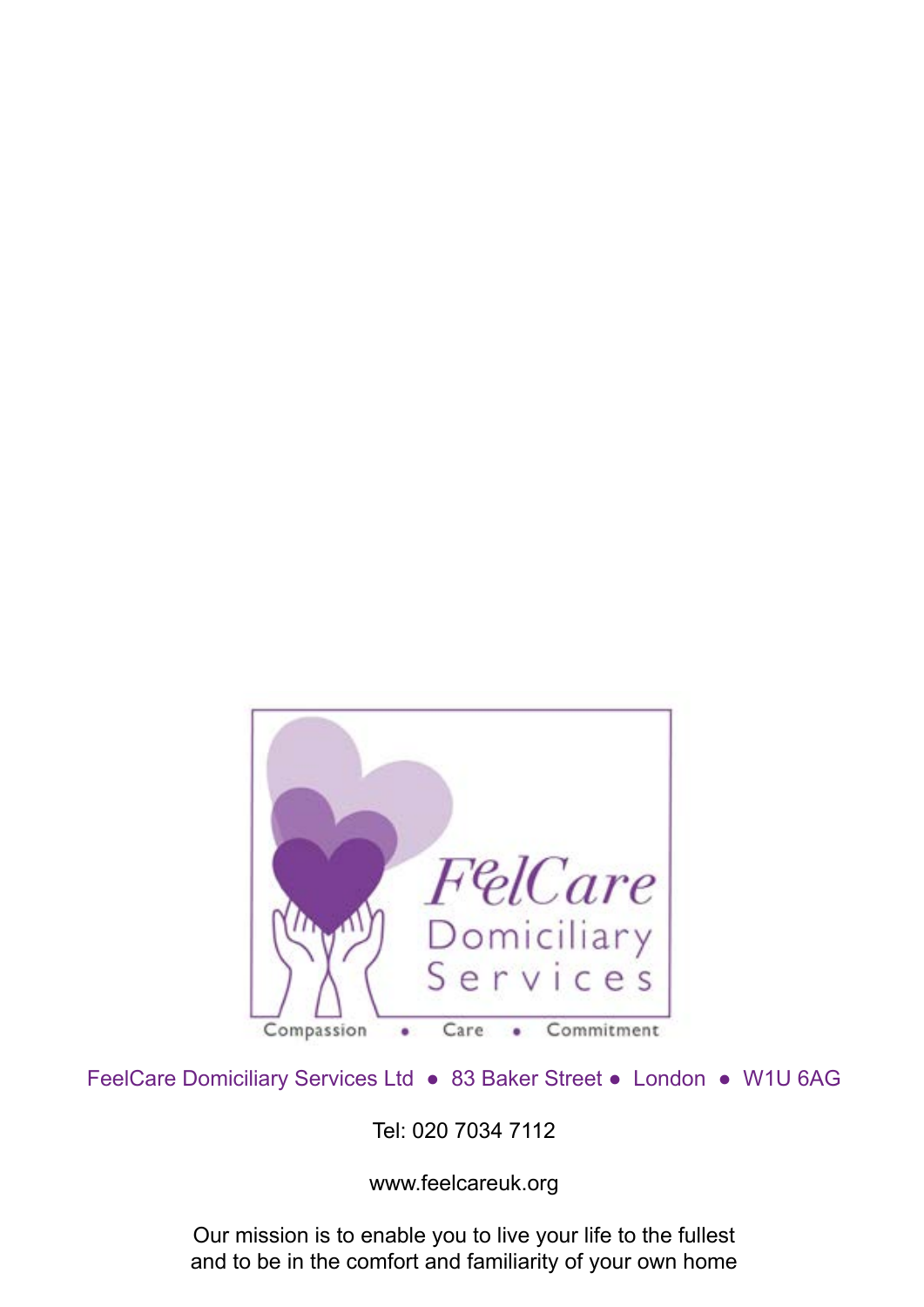FeelCare

Domiciliary Services

Compassion • Care • Commitment

FeelCare Domiciliary Services Ltd • 83 Baker Street • London • W1U 6AG

Tel: 020 7034 7112

www.feelcareuk.org

Our mission is to enable you to live your life to the fullest
and to be in the comfort and familiarity of your own home